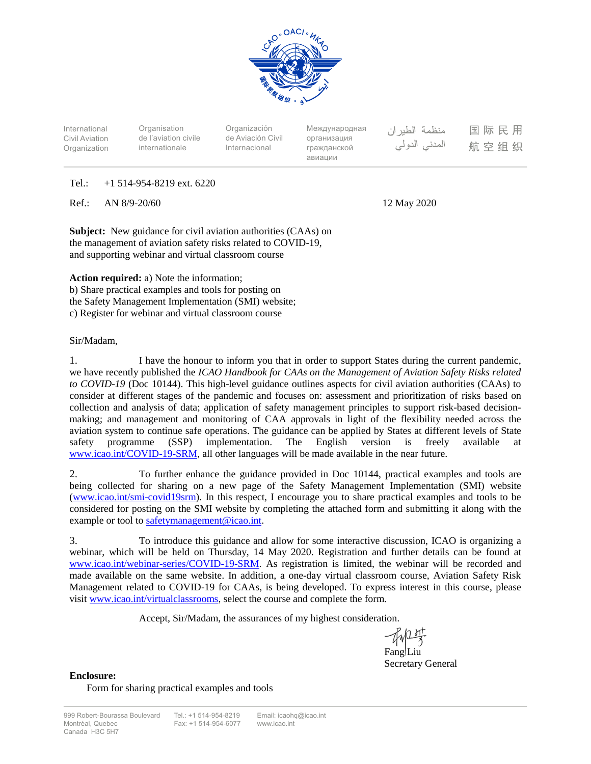International Civil Aviation Organization | Organisation de l'aviation civile internationale | Organización de Aviación Civil Internacional | Международная организация гражданской авиации | منظمة الطيران المدني الدولي | 国际民用航空组织

Tel.: +1 514-954-8219 ext. 6220

Ref.: AN 8/9-20/60

12 May 2020

**Subject:** New guidance for civil aviation authorities (CAAs) on the management of aviation safety risks related to COVID-19, and supporting webinar and virtual classroom course

**Action required:** a) Note the information;
b) Share practical examples and tools for posting on the Safety Management Implementation (SMI) website;
c) Register for webinar and virtual classroom course

Sir/Madam,

1. I have the honour to inform you that in order to support States during the current pandemic, we have recently published the *ICAO Handbook for CAAs on the Management of Aviation Safety Risks related to COVID-19* (Doc 10144). This high-level guidance outlines aspects for civil aviation authorities (CAAs) to consider at different stages of the pandemic and focuses on: assessment and prioritization of risks based on collection and analysis of data; application of safety management principles to support risk-based decision-making; and management and monitoring of CAA approvals in light of the flexibility needed across the aviation system to continue safe operations. The guidance can be applied by States at different levels of State safety programme (SSP) implementation. The English version is freely available at www.icao.int/COVID-19-SRM, all other languages will be made available in the near future.

2. To further enhance the guidance provided in Doc 10144, practical examples and tools are being collected for sharing on a new page of the Safety Management Implementation (SMI) website (www.icao.int/smi-covid19srm). In this respect, I encourage you to share practical examples and tools to be considered for posting on the SMI website by completing the attached form and submitting it along with the example or tool to safetymanagement@icao.int.

3. To introduce this guidance and allow for some interactive discussion, ICAO is organizing a webinar, which will be held on Thursday, 14 May 2020. Registration and further details can be found at www.icao.int/webinar-series/COVID-19-SRM. As registration is limited, the webinar will be recorded and made available on the same website. In addition, a one-day virtual classroom course, Aviation Safety Risk Management related to COVID-19 for CAAs, is being developed. To express interest in this course, please visit www.icao.int/virtualclassrooms, select the course and complete the form.

Accept, Sir/Madam, the assurances of my highest consideration.

Fang Liu
Secretary General

**Enclosure:**
Form for sharing practical examples and tools

999 Robert-Bourassa Boulevard
Montréal, Quebec
Canada H3C 5H7

Tel.: +1 514-954-8219
Fax: +1 514-954-6077

Email: icaohq@icao.int
www.icao.int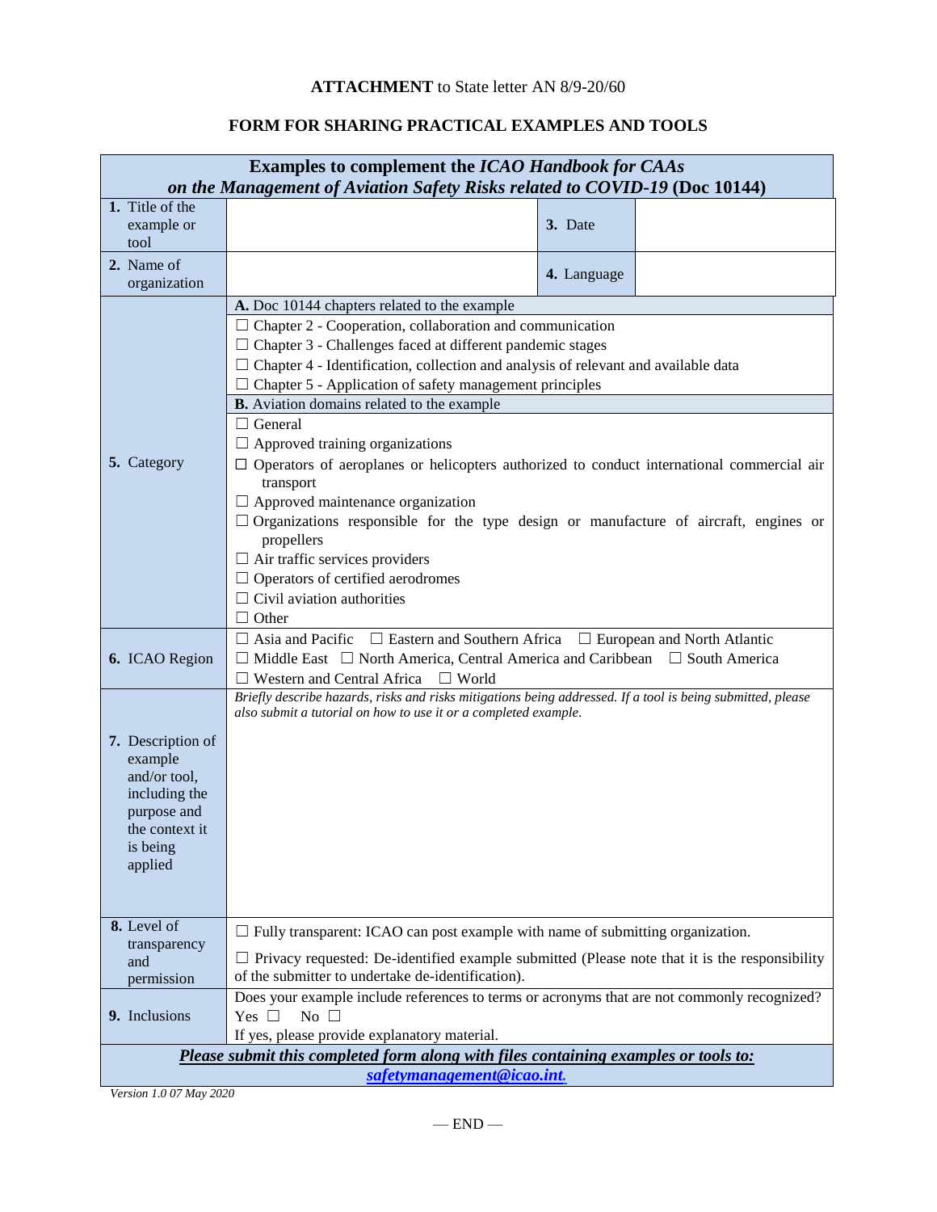**ATTACHMENT** to State letter AN 8/9-20/60

## FORM FOR SHARING PRACTICAL EXAMPLES AND TOOLS

| **Examples to complement the *ICAO Handbook for CAAs on the Management of Aviation Safety Risks related to COVID-19* (Doc 10144)** | | | |
|---|---|---|---|
| **1.** Title of the example or tool | | **3.** Date | |
| **2.** Name of organization | | **4.** Language | |
| **5.** Category | **A.** Doc 10144 chapters related to the example<br>☐ Chapter 2 - Cooperation, collaboration and communication<br>☐ Chapter 3 - Challenges faced at different pandemic stages<br>☐ Chapter 4 - Identification, collection and analysis of relevant and available data<br>☐ Chapter 5 - Application of safety management principles<br>**B.** Aviation domains related to the example<br>☐ General<br>☐ Approved training organizations<br>☐ Operators of aeroplanes or helicopters authorized to conduct international commercial air transport<br>☐ Approved maintenance organization<br>☐ Organizations responsible for the type design or manufacture of aircraft, engines or propellers<br>☐ Air traffic services providers<br>☐ Operators of certified aerodromes<br>☐ Civil aviation authorities<br>☐ Other | | |
| **6.** ICAO Region | ☐ Asia and Pacific ☐ Eastern and Southern Africa ☐ European and North Atlantic<br>☐ Middle East ☐ North America, Central America and Caribbean ☐ South America<br>☐ Western and Central Africa ☐ World | | |
| **7.** Description of example and/or tool, including the purpose and the context it is being applied | *Briefly describe hazards, risks and risks mitigations being addressed. If a tool is being submitted, please also submit a tutorial on how to use it or a completed example.* | | |
| **8.** Level of transparency and permission | ☐ Fully transparent: ICAO can post example with name of submitting organization.<br>☐ Privacy requested: De-identified example submitted (Please note that it is the responsibility of the submitter to undertake de-identification). | | |
| **9.** Inclusions | Does your example include references to terms or acronyms that are not commonly recognized?<br>Yes ☐ No ☐<br>If yes, please provide explanatory material. | | |
| ***Please submit this completed form along with files containing examples or tools to: safetymanagement@icao.int.*** | | | |

*Version 1.0 07 May 2020*

— END —